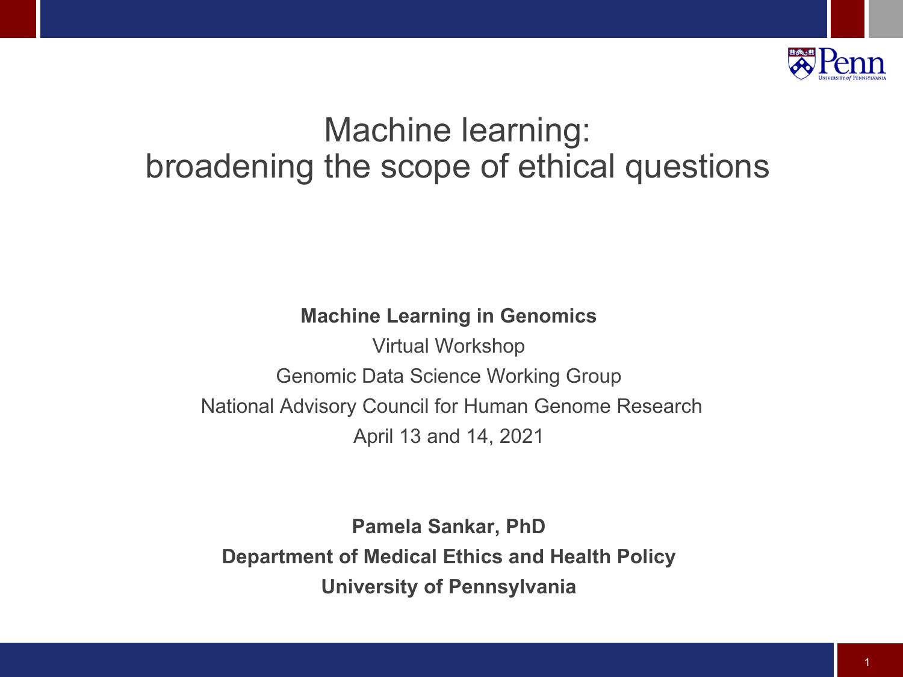# Machine learning: broadening the scope of ethical questions

**Machine Learning in Genomics**

Virtual Workshop

Genomic Data Science Working Group

National Advisory Council for Human Genome Research

April 13 and 14, 2021

**Pamela Sankar, PhD**

**Department of Medical Ethics and Health Policy**

**University of Pennsylvania**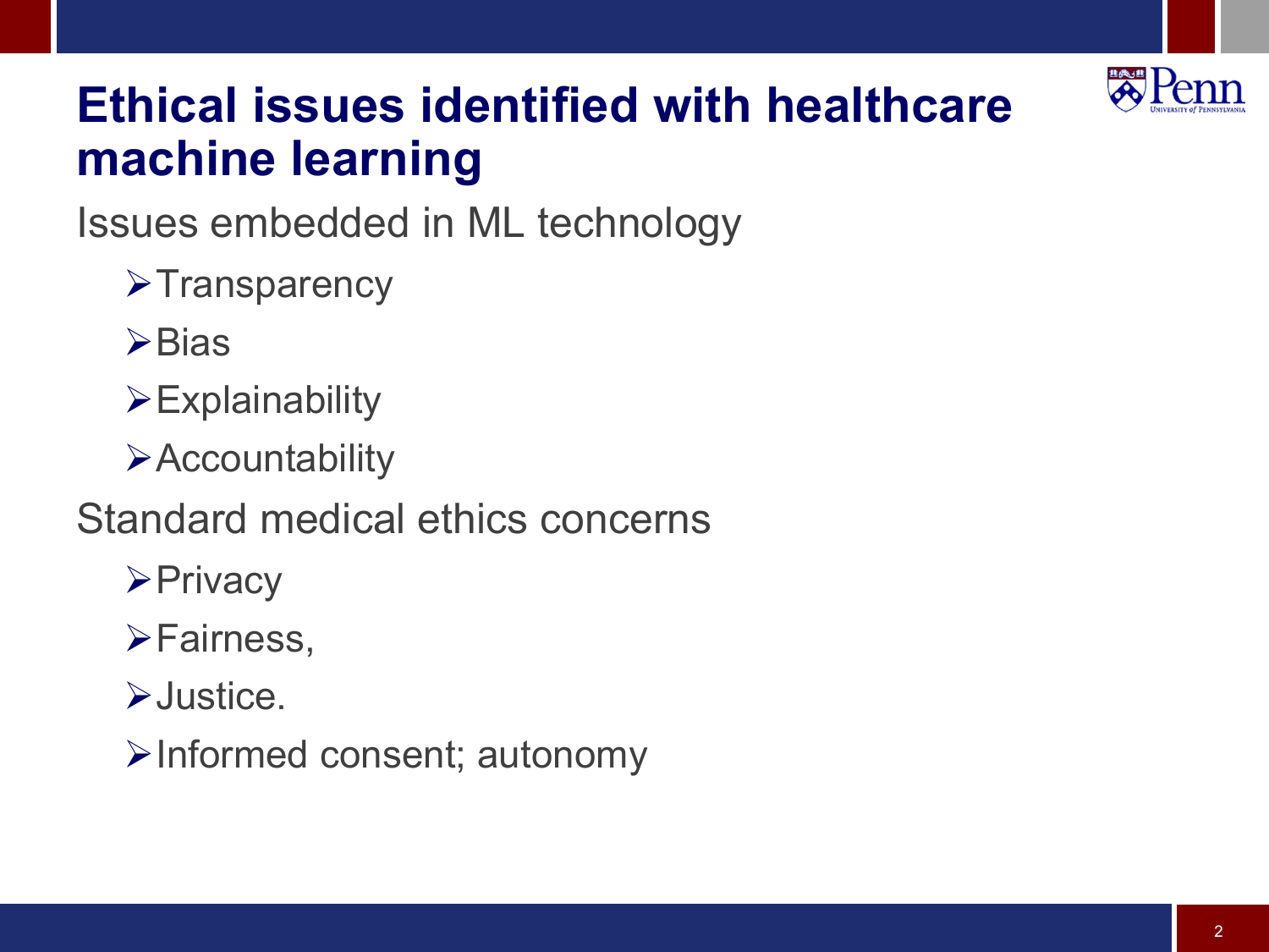# Ethical issues identified with healthcare machine learning

Issues embedded in ML technology

- Transparency
- Bias
- Explainability
- Accountability

Standard medical ethics concerns

- Privacy
- Fairness,
- Justice.
- Informed consent; autonomy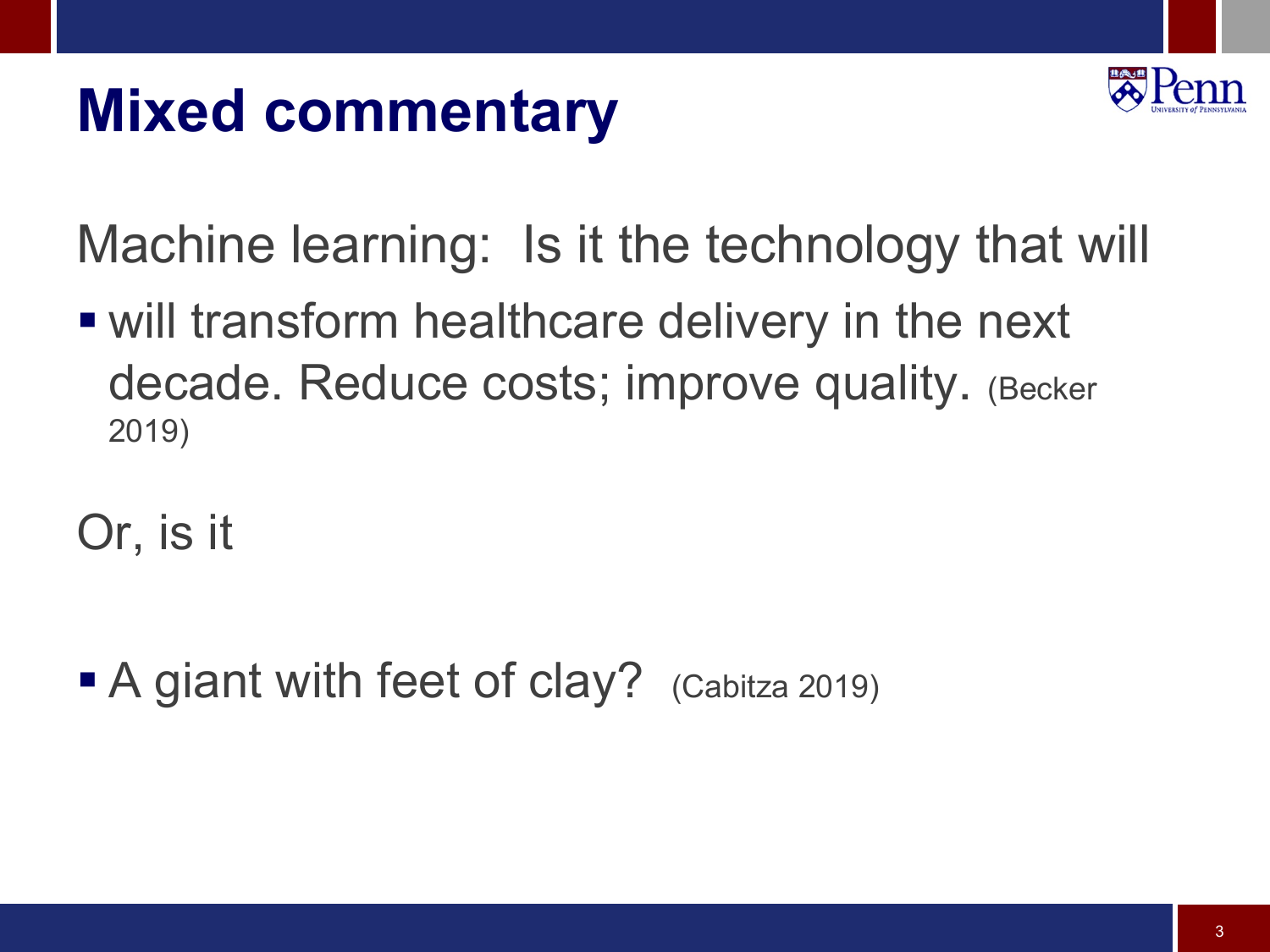# Mixed commentary

Machine learning: Is it the technology that will

- will transform healthcare delivery in the next decade. Reduce costs; improve quality. (Becker 2019)

Or, is it

- A giant with feet of clay? (Cabitza 2019)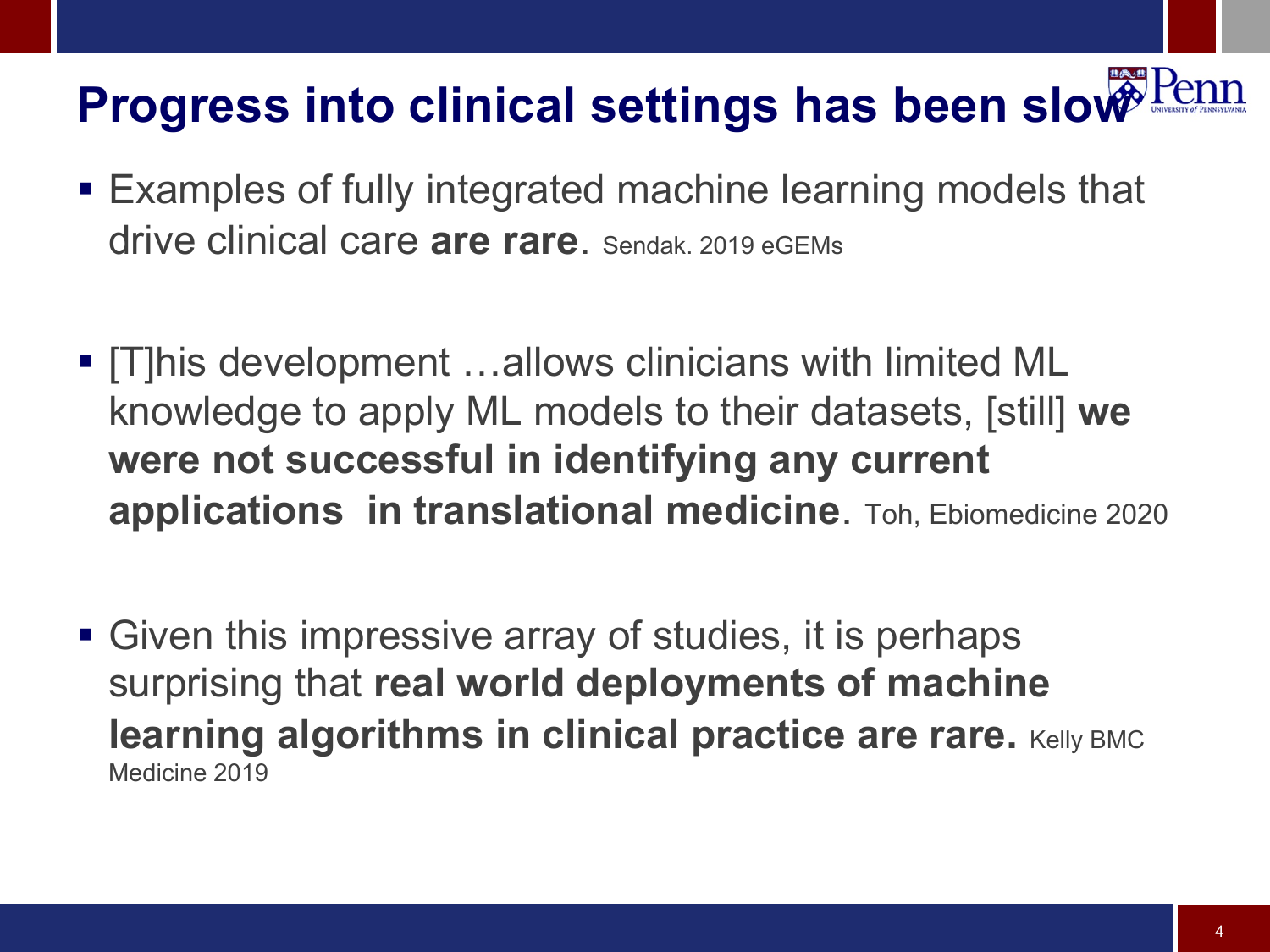# Progress into clinical settings has been slow

- Examples of fully integrated machine learning models that drive clinical care **are rare**. Sendak. 2019 eGEMs

- [T]his development …allows clinicians with limited ML knowledge to apply ML models to their datasets, [still] **we were not successful in identifying any current applications in translational medicine**. Toh, Ebiomedicine 2020

- Given this impressive array of studies, it is perhaps surprising that **real world deployments of machine learning algorithms in clinical practice are rare.** Kelly BMC Medicine 2019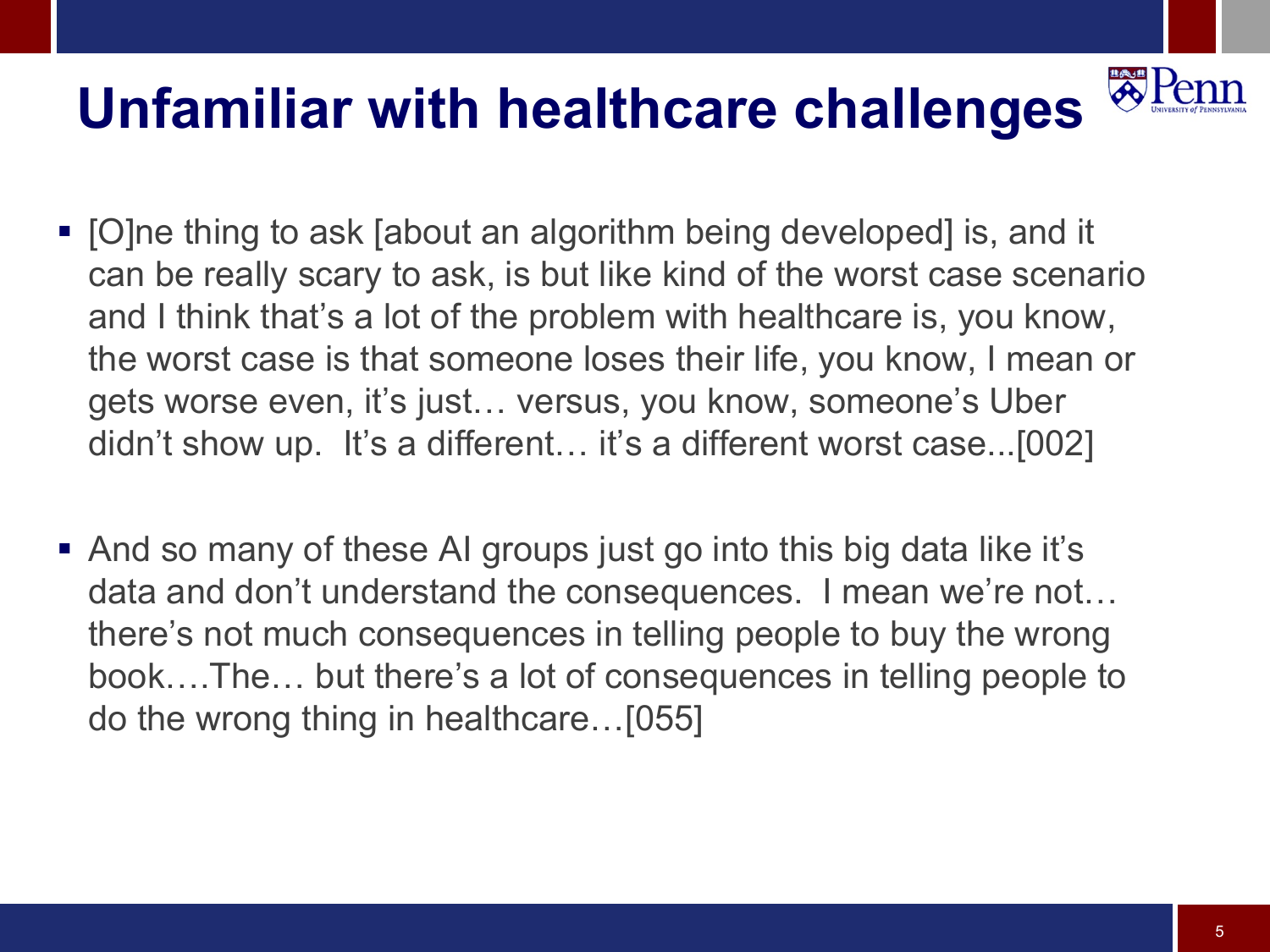# Unfamiliar with healthcare challenges

- [O]ne thing to ask [about an algorithm being developed] is, and it can be really scary to ask, is but like kind of the worst case scenario and I think that's a lot of the problem with healthcare is, you know, the worst case is that someone loses their life, you know, I mean or gets worse even, it's just… versus, you know, someone's Uber didn't show up. It's a different… it's a different worst case...[002]

- And so many of these AI groups just go into this big data like it's data and don't understand the consequences. I mean we're not… there's not much consequences in telling people to buy the wrong book….The… but there's a lot of consequences in telling people to do the wrong thing in healthcare…[055]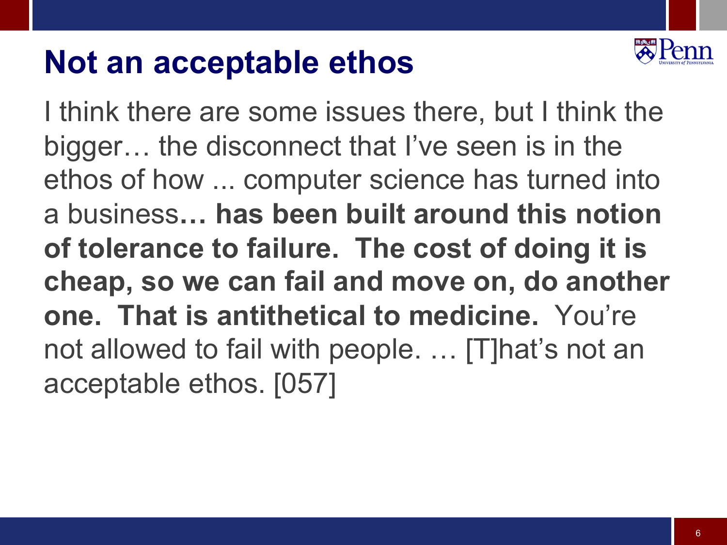# Not an acceptable ethos

I think there are some issues there, but I think the bigger… the disconnect that I've seen is in the ethos of how ... computer science has turned into a business**… has been built around this notion of tolerance to failure. The cost of doing it is cheap, so we can fail and move on, do another one. That is antithetical to medicine.** You're not allowed to fail with people. … [T]hat's not an acceptable ethos. [057]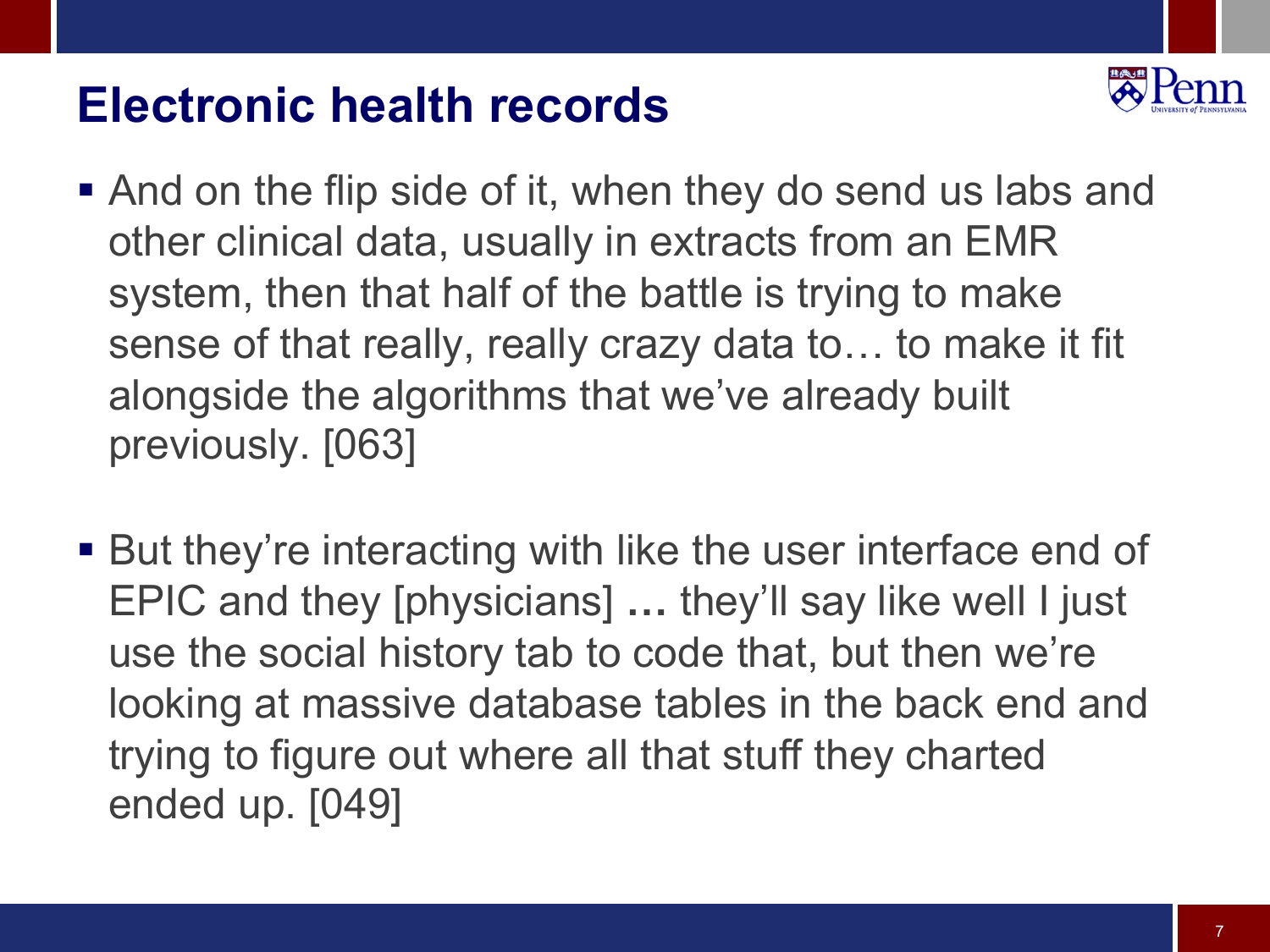# Electronic health records

- And on the flip side of it, when they do send us labs and other clinical data, usually in extracts from an EMR system, then that half of the battle is trying to make sense of that really, really crazy data to… to make it fit alongside the algorithms that we've already built previously. [063]

- But they're interacting with like the user interface end of EPIC and they [physicians] **…** they'll say like well I just use the social history tab to code that, but then we're looking at massive database tables in the back end and trying to figure out where all that stuff they charted ended up. [049]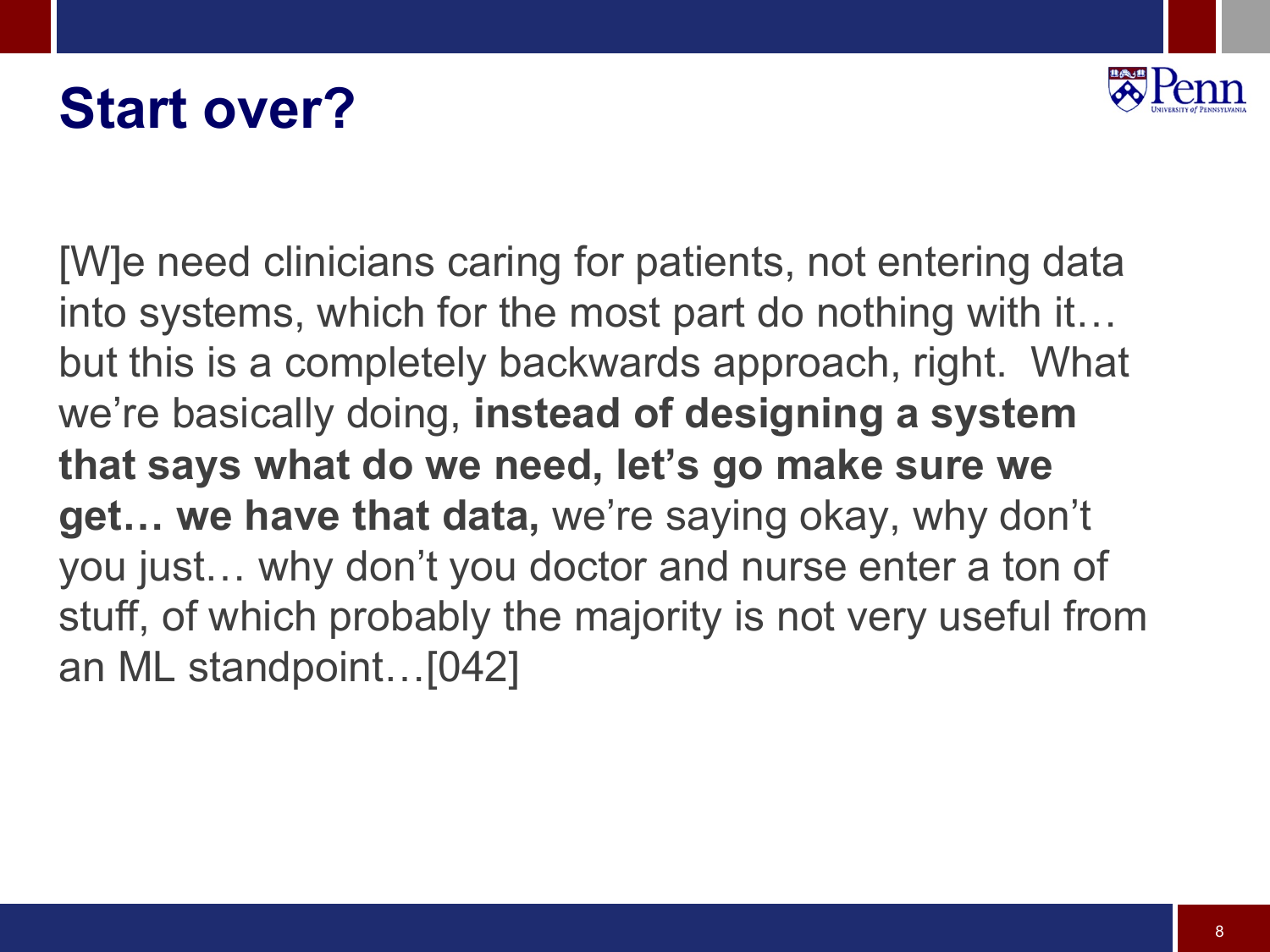# Start over?

[W]e need clinicians caring for patients, not entering data into systems, which for the most part do nothing with it… but this is a completely backwards approach, right. What we're basically doing, **instead of designing a system that says what do we need, let's go make sure we get… we have that data,** we're saying okay, why don't you just… why don't you doctor and nurse enter a ton of stuff, of which probably the majority is not very useful from an ML standpoint…[042]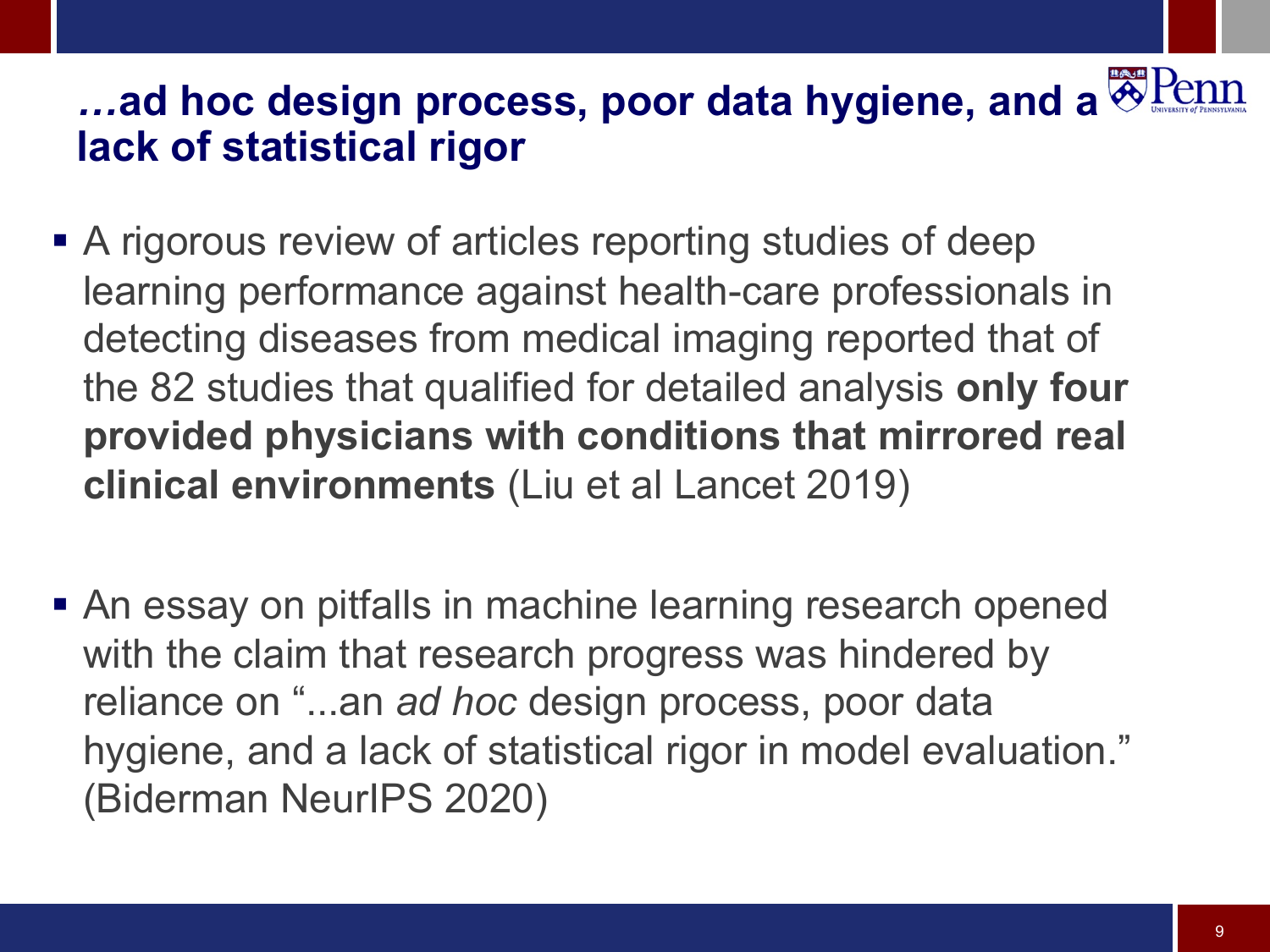## *…*ad hoc design process, poor data hygiene, and a lack of statistical rigor

- A rigorous review of articles reporting studies of deep learning performance against health-care professionals in detecting diseases from medical imaging reported that of the 82 studies that qualified for detailed analysis **only four provided physicians with conditions that mirrored real clinical environments** (Liu et al Lancet 2019)

- An essay on pitfalls in machine learning research opened with the claim that research progress was hindered by reliance on "...an *ad hoc* design process, poor data hygiene, and a lack of statistical rigor in model evaluation." (Biderman NeurIPS 2020)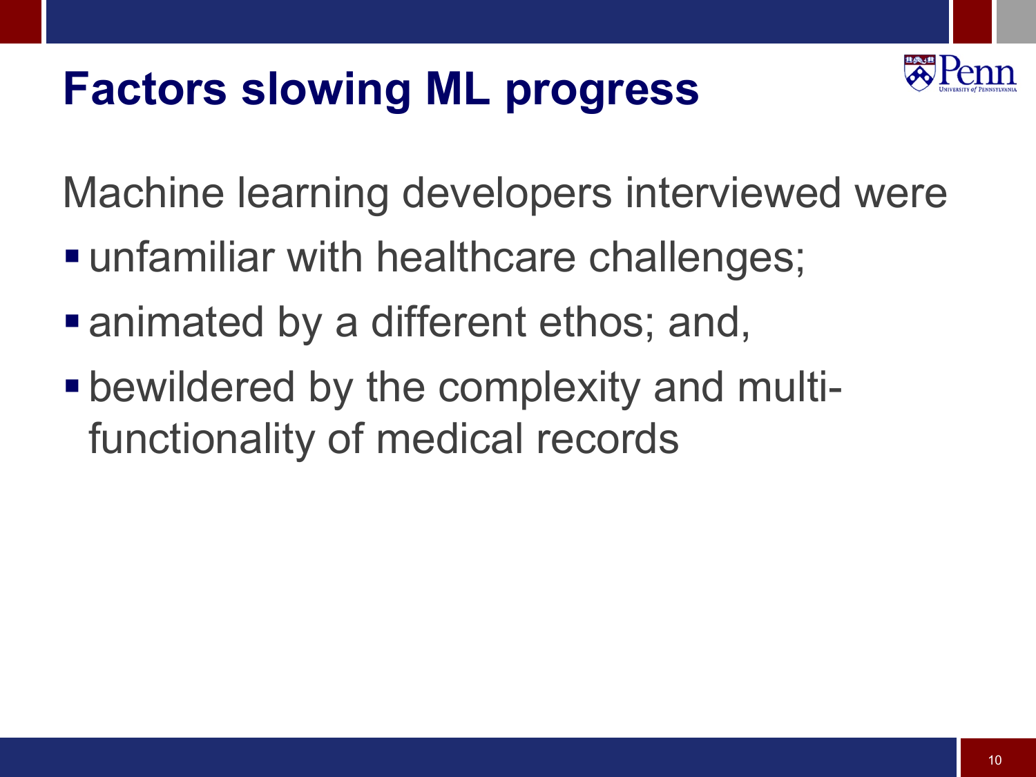# Factors slowing ML progress

Machine learning developers interviewed were

- unfamiliar with healthcare challenges;
- animated by a different ethos; and,
- bewildered by the complexity and multi-functionality of medical records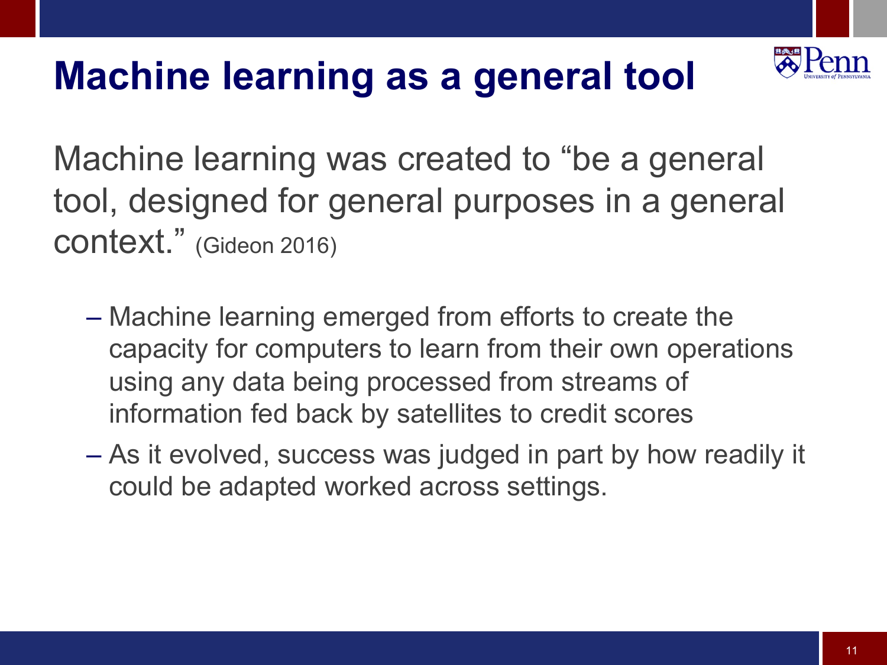# Machine learning as a general tool

Machine learning was created to "be a general tool, designed for general purposes in a general context." (Gideon 2016)

- Machine learning emerged from efforts to create the capacity for computers to learn from their own operations using any data being processed from streams of information fed back by satellites to credit scores
- As it evolved, success was judged in part by how readily it could be adapted worked across settings.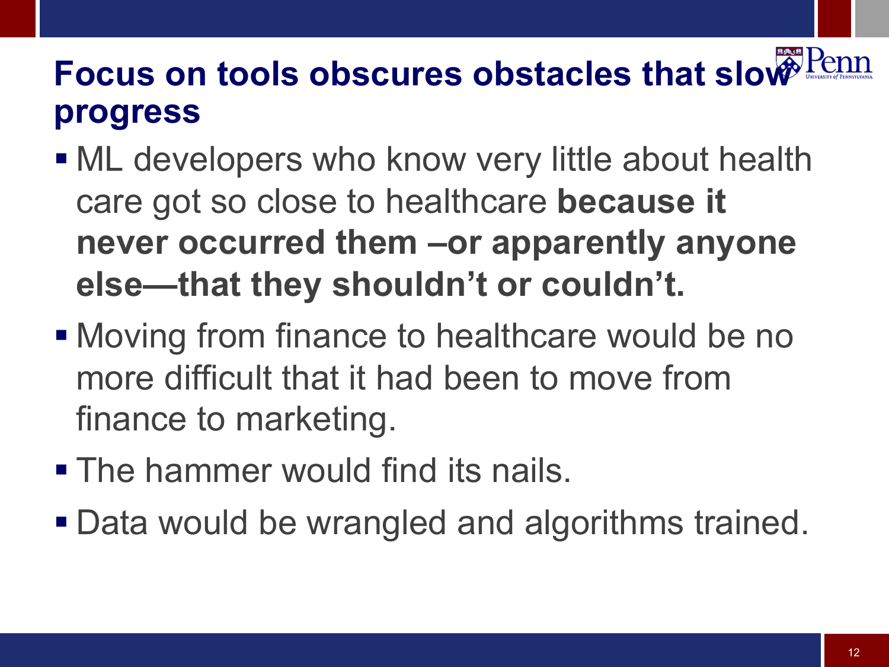## Focus on tools obscures obstacles that slow progress

- ML developers who know very little about health care got so close to healthcare **because it never occurred them –or apparently anyone else—that they shouldn't or couldn't.**
- Moving from finance to healthcare would be no more difficult that it had been to move from finance to marketing.
- The hammer would find its nails.
- Data would be wrangled and algorithms trained.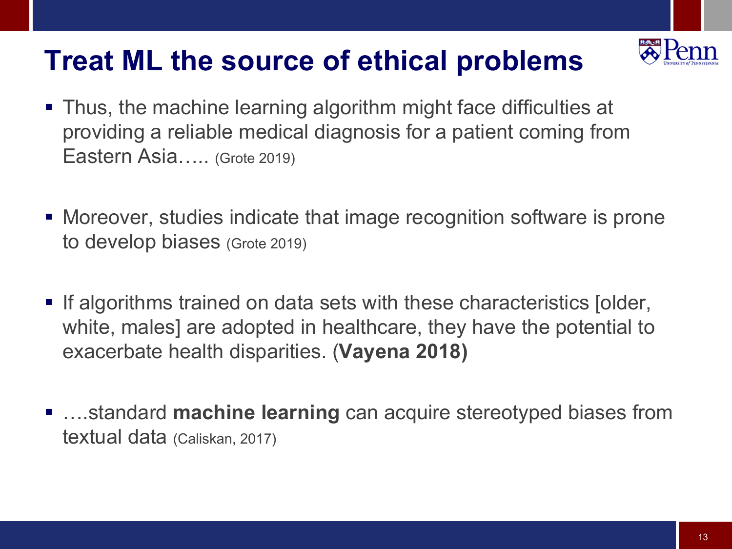# Treat ML the source of ethical problems

- Thus, the machine learning algorithm might face difficulties at providing a reliable medical diagnosis for a patient coming from Eastern Asia….. (Grote 2019)

- Moreover, studies indicate that image recognition software is prone to develop biases (Grote 2019)

- If algorithms trained on data sets with these characteristics [older, white, males] are adopted in healthcare, they have the potential to exacerbate health disparities. (**Vayena 2018)**

- ….standard **machine learning** can acquire stereotyped biases from textual data (Caliskan, 2017)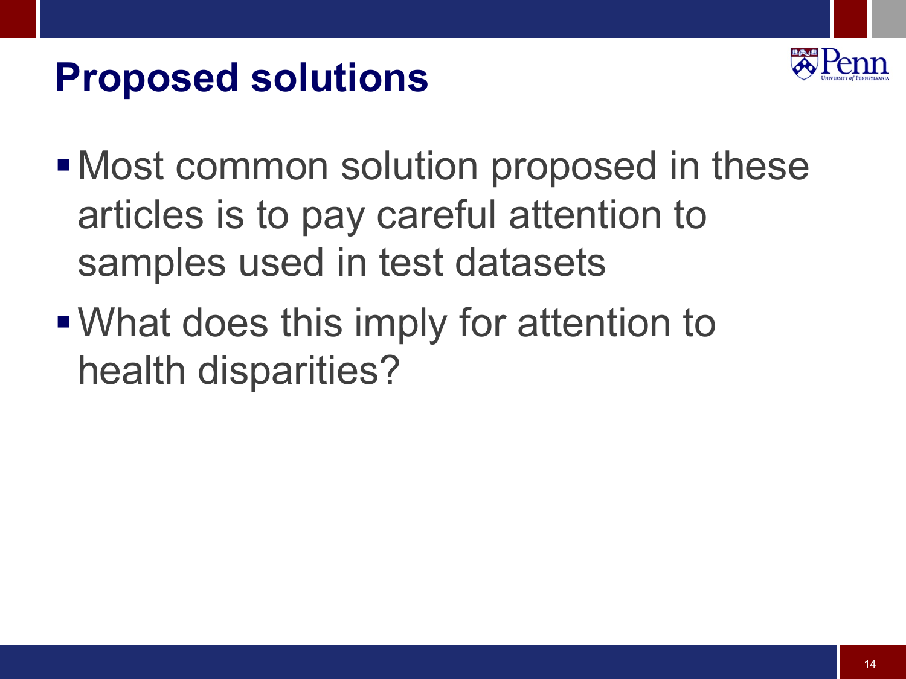# Proposed solutions

- Most common solution proposed in these articles is to pay careful attention to samples used in test datasets
- What does this imply for attention to health disparities?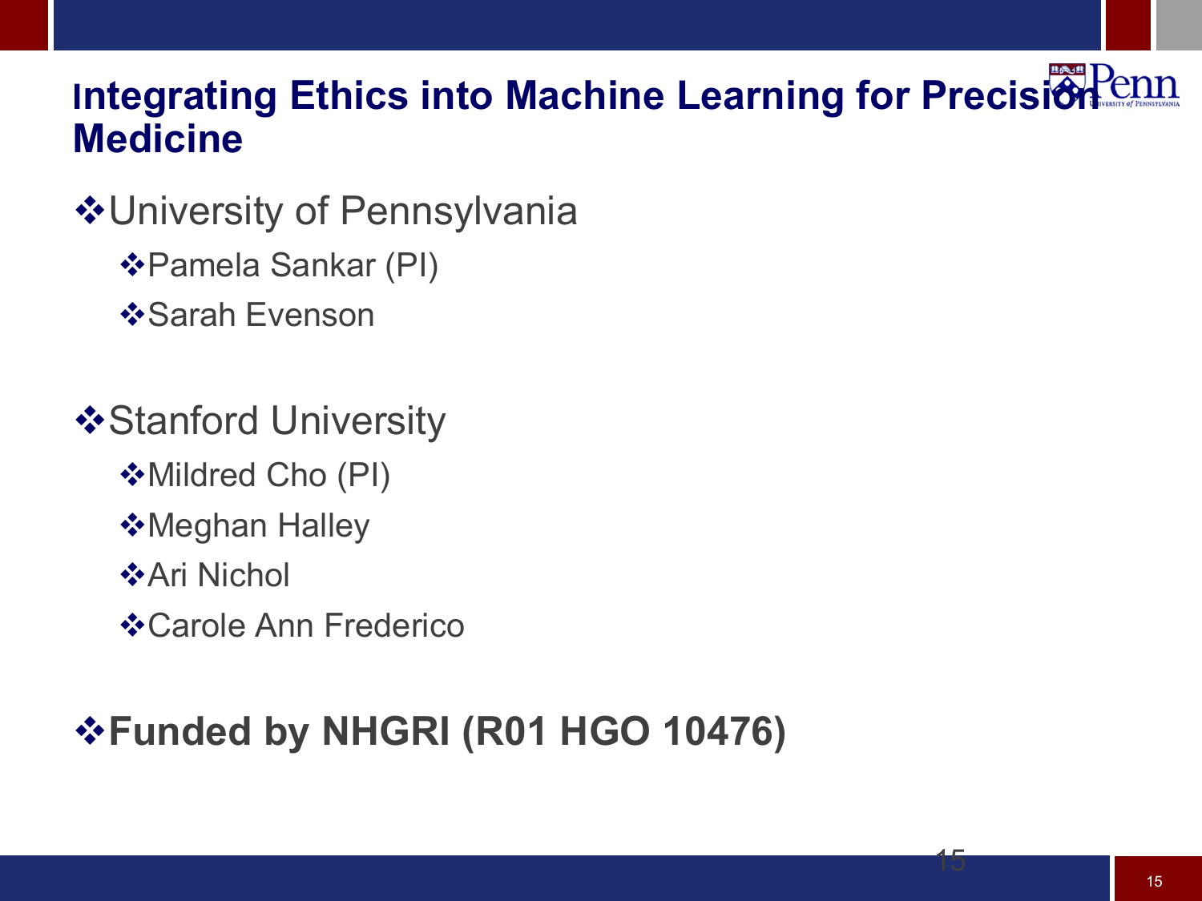# Integrating Ethics into Machine Learning for Precision Medicine

- University of Pennsylvania
  - Pamela Sankar (PI)
  - Sarah Evenson

- Stanford University
  - Mildred Cho (PI)
  - Meghan Halley
  - Ari Nichol
  - Carole Ann Frederico

- **Funded by NHGRI (R01 HGO 10476)**